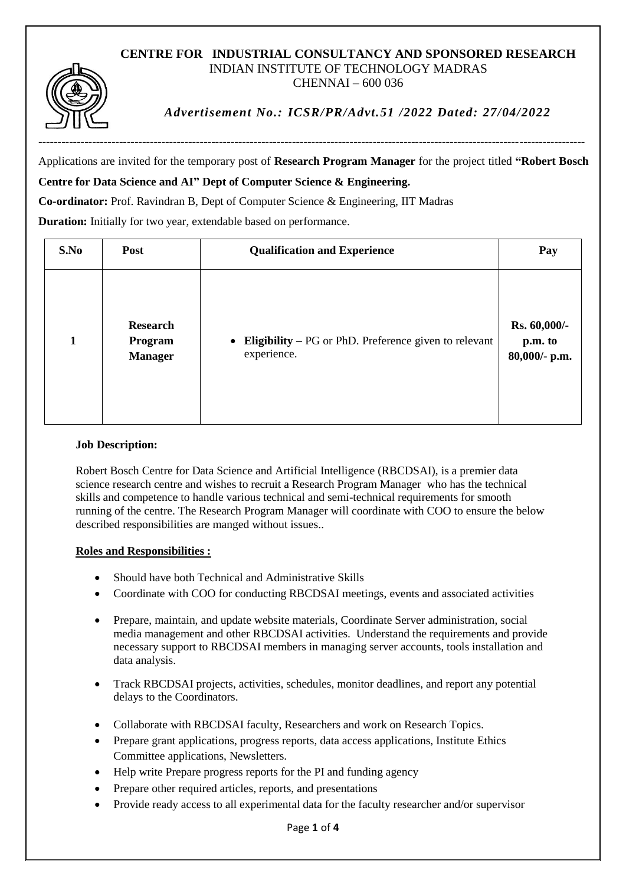# CENTRE FOR INDUSTRIAL CONSULTANCY AND SPONSORED RESEARCH

INDIAN INSTITUTE OF TECHNOLOGY MADRAS

CHENNAI – 600 036

*Advertisement No.: ICSR/PR/Advt.51 /2022 Dated: 27/04/2022*

---

Applications are invited for the temporary post of **Research Program Manager** for the project titled **"Robert Bosch Centre for Data Science and AI" Dept of Computer Science & Engineering.**

**Co-ordinator:** Prof. Ravindran B, Dept of Computer Science & Engineering, IIT Madras

**Duration:** Initially for two year, extendable based on performance.

| S.No | Post | Qualification and Experience | Pay |
|---|---|---|---|
| 1 | **Research Program Manager** | • **Eligibility –** PG or PhD. Preference given to relevant experience. | **Rs. 60,000/- p.m. to 80,000/- p.m.** |

**Job Description:**

Robert Bosch Centre for Data Science and Artificial Intelligence (RBCDSAI), is a premier data science research centre and wishes to recruit a Research Program Manager who has the technical skills and competence to handle various technical and semi-technical requirements for smooth running of the centre. The Research Program Manager will coordinate with COO to ensure the below described responsibilities are manged without issues..

**Roles and Responsibilities :**

- Should have both Technical and Administrative Skills
- Coordinate with COO for conducting RBCDSAI meetings, events and associated activities
- Prepare, maintain, and update website materials, Coordinate Server administration, social media management and other RBCDSAI activities. Understand the requirements and provide necessary support to RBCDSAI members in managing server accounts, tools installation and data analysis.
- Track RBCDSAI projects, activities, schedules, monitor deadlines, and report any potential delays to the Coordinators.
- Collaborate with RBCDSAI faculty, Researchers and work on Research Topics.
- Prepare grant applications, progress reports, data access applications, Institute Ethics Committee applications, Newsletters.
- Help write Prepare progress reports for the PI and funding agency
- Prepare other required articles, reports, and presentations
- Provide ready access to all experimental data for the faculty researcher and/or supervisor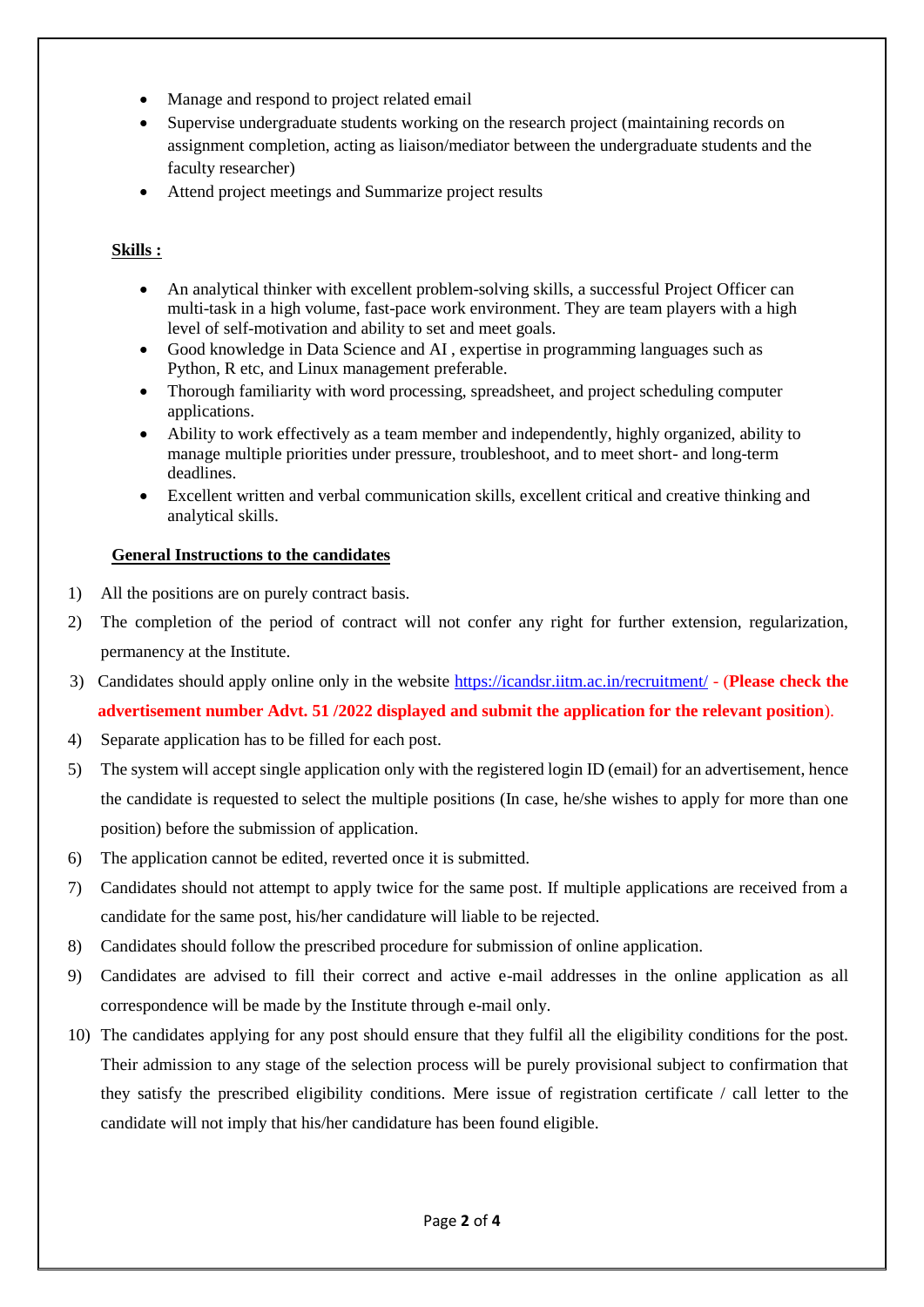- Manage and respond to project related email
- Supervise undergraduate students working on the research project (maintaining records on assignment completion, acting as liaison/mediator between the undergraduate students and the faculty researcher)
- Attend project meetings and Summarize project results

**Skills :**

- An analytical thinker with excellent problem-solving skills, a successful Project Officer can multi-task in a high volume, fast-pace work environment. They are team players with a high level of self-motivation and ability to set and meet goals.
- Good knowledge in Data Science and AI , expertise in programming languages such as Python, R etc, and Linux management preferable.
- Thorough familiarity with word processing, spreadsheet, and project scheduling computer applications.
- Ability to work effectively as a team member and independently, highly organized, ability to manage multiple priorities under pressure, troubleshoot, and to meet short- and long-term deadlines.
- Excellent written and verbal communication skills, excellent critical and creative thinking and analytical skills.

**General Instructions to the candidates**

1) All the positions are on purely contract basis.
2) The completion of the period of contract will not confer any right for further extension, regularization, permanency at the Institute.
3) Candidates should apply online only in the website https://icandsr.iitm.ac.in/recruitment/ - (**Please check the advertisement number Advt. 51 /2022 displayed and submit the application for the relevant position**).
4) Separate application has to be filled for each post.
5) The system will accept single application only with the registered login ID (email) for an advertisement, hence the candidate is requested to select the multiple positions (In case, he/she wishes to apply for more than one position) before the submission of application.
6) The application cannot be edited, reverted once it is submitted.
7) Candidates should not attempt to apply twice for the same post. If multiple applications are received from a candidate for the same post, his/her candidature will liable to be rejected.
8) Candidates should follow the prescribed procedure for submission of online application.
9) Candidates are advised to fill their correct and active e-mail addresses in the online application as all correspondence will be made by the Institute through e-mail only.
10) The candidates applying for any post should ensure that they fulfil all the eligibility conditions for the post. Their admission to any stage of the selection process will be purely provisional subject to confirmation that they satisfy the prescribed eligibility conditions. Mere issue of registration certificate / call letter to the candidate will not imply that his/her candidature has been found eligible.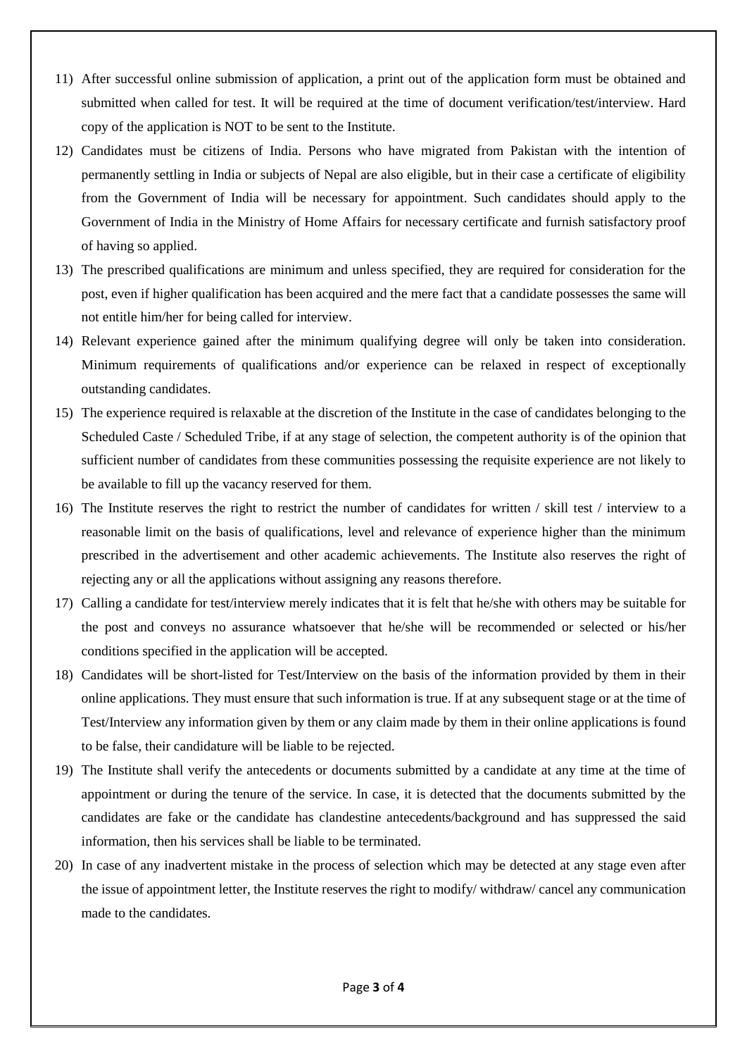11) After successful online submission of application, a print out of the application form must be obtained and submitted when called for test. It will be required at the time of document verification/test/interview. Hard copy of the application is NOT to be sent to the Institute.
12) Candidates must be citizens of India. Persons who have migrated from Pakistan with the intention of permanently settling in India or subjects of Nepal are also eligible, but in their case a certificate of eligibility from the Government of India will be necessary for appointment. Such candidates should apply to the Government of India in the Ministry of Home Affairs for necessary certificate and furnish satisfactory proof of having so applied.
13) The prescribed qualifications are minimum and unless specified, they are required for consideration for the post, even if higher qualification has been acquired and the mere fact that a candidate possesses the same will not entitle him/her for being called for interview.
14) Relevant experience gained after the minimum qualifying degree will only be taken into consideration. Minimum requirements of qualifications and/or experience can be relaxed in respect of exceptionally outstanding candidates.
15) The experience required is relaxable at the discretion of the Institute in the case of candidates belonging to the Scheduled Caste / Scheduled Tribe, if at any stage of selection, the competent authority is of the opinion that sufficient number of candidates from these communities possessing the requisite experience are not likely to be available to fill up the vacancy reserved for them.
16) The Institute reserves the right to restrict the number of candidates for written / skill test / interview to a reasonable limit on the basis of qualifications, level and relevance of experience higher than the minimum prescribed in the advertisement and other academic achievements. The Institute also reserves the right of rejecting any or all the applications without assigning any reasons therefore.
17) Calling a candidate for test/interview merely indicates that it is felt that he/she with others may be suitable for the post and conveys no assurance whatsoever that he/she will be recommended or selected or his/her conditions specified in the application will be accepted.
18) Candidates will be short-listed for Test/Interview on the basis of the information provided by them in their online applications. They must ensure that such information is true. If at any subsequent stage or at the time of Test/Interview any information given by them or any claim made by them in their online applications is found to be false, their candidature will be liable to be rejected.
19) The Institute shall verify the antecedents or documents submitted by a candidate at any time at the time of appointment or during the tenure of the service. In case, it is detected that the documents submitted by the candidates are fake or the candidate has clandestine antecedents/background and has suppressed the said information, then his services shall be liable to be terminated.
20) In case of any inadvertent mistake in the process of selection which may be detected at any stage even after the issue of appointment letter, the Institute reserves the right to modify/ withdraw/ cancel any communication made to the candidates.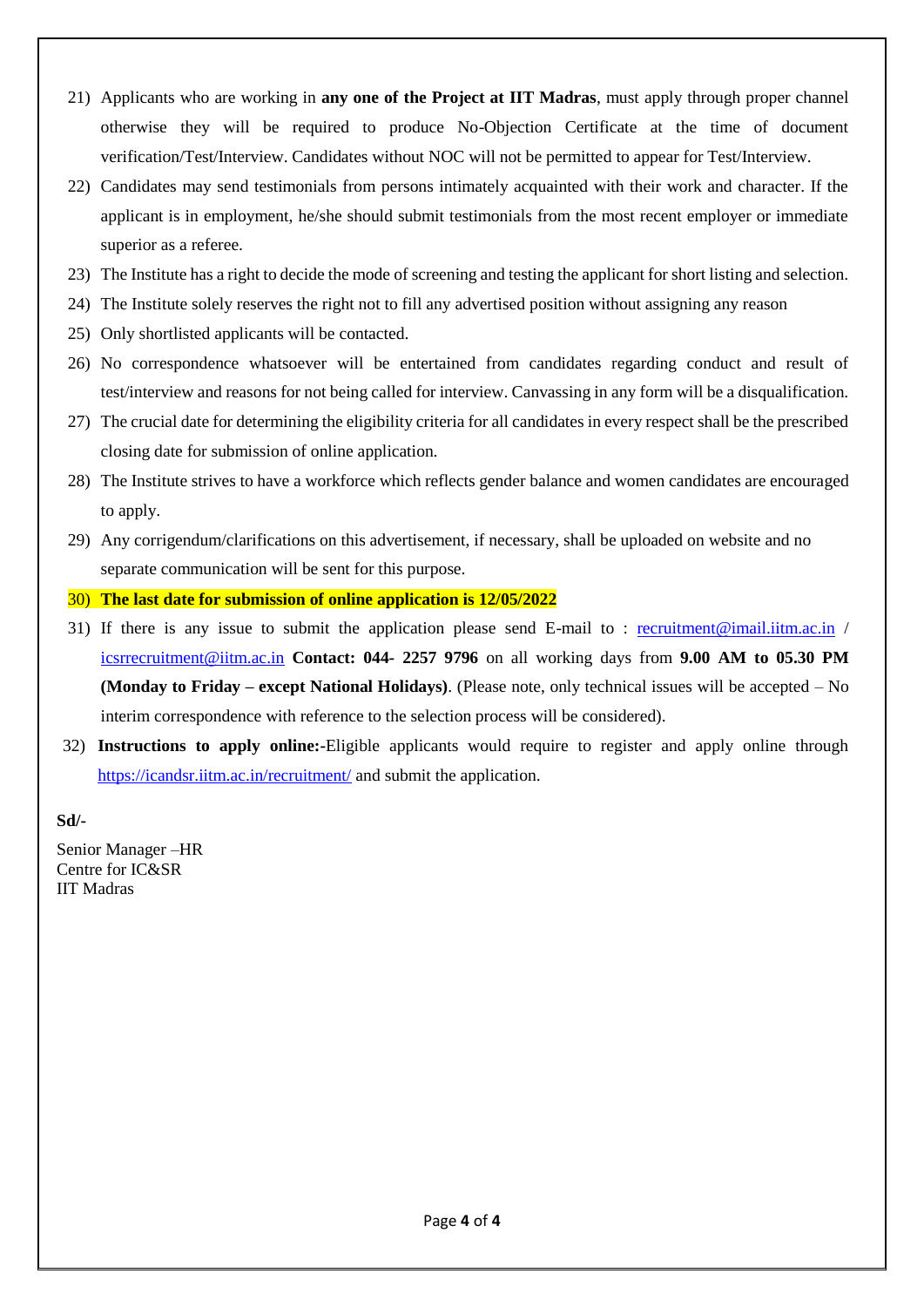21) Applicants who are working in **any one of the Project at IIT Madras**, must apply through proper channel otherwise they will be required to produce No-Objection Certificate at the time of document verification/Test/Interview. Candidates without NOC will not be permitted to appear for Test/Interview.
22) Candidates may send testimonials from persons intimately acquainted with their work and character. If the applicant is in employment, he/she should submit testimonials from the most recent employer or immediate superior as a referee.
23) The Institute has a right to decide the mode of screening and testing the applicant for short listing and selection.
24) The Institute solely reserves the right not to fill any advertised position without assigning any reason
25) Only shortlisted applicants will be contacted.
26) No correspondence whatsoever will be entertained from candidates regarding conduct and result of test/interview and reasons for not being called for interview. Canvassing in any form will be a disqualification.
27) The crucial date for determining the eligibility criteria for all candidates in every respect shall be the prescribed closing date for submission of online application.
28) The Institute strives to have a workforce which reflects gender balance and women candidates are encouraged to apply.
29) Any corrigendum/clarifications on this advertisement, if necessary, shall be uploaded on website and no separate communication will be sent for this purpose.
30) **The last date for submission of online application is 12/05/2022**
31) If there is any issue to submit the application please send E-mail to : recruitment@imail.iitm.ac.in / icsrrecruitment@iitm.ac.in **Contact: 044- 2257 9796** on all working days from **9.00 AM to 05.30 PM (Monday to Friday – except National Holidays)**. (Please note, only technical issues will be accepted – No interim correspondence with reference to the selection process will be considered).
32) **Instructions to apply online:-**Eligible applicants would require to register and apply online through https://icandsr.iitm.ac.in/recruitment/ and submit the application.

**Sd/-**

Senior Manager –HR
Centre for IC&SR
IIT Madras